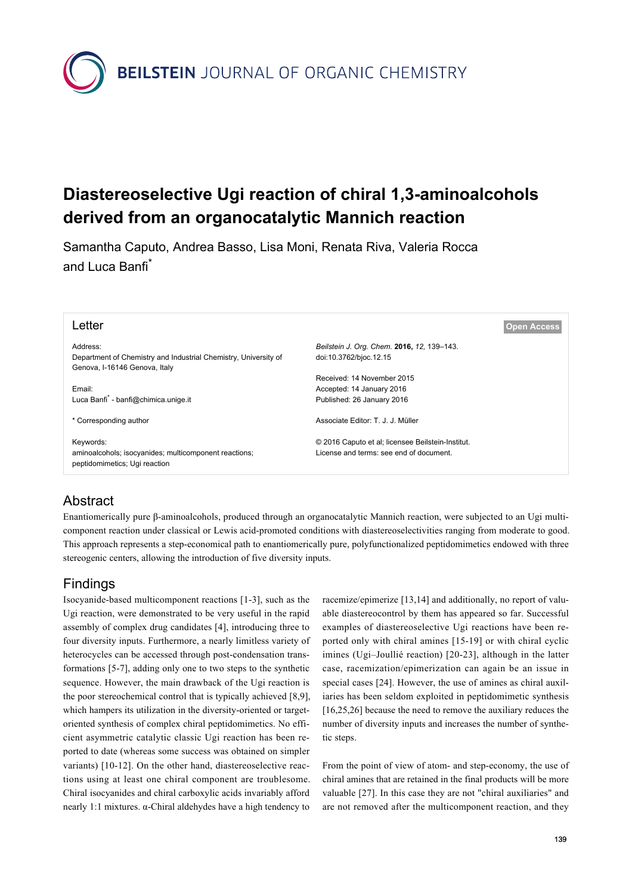# Diastereoselective Ugi reaction of chiral 1,3-aminoalcohols derived from an organocatalytic Mannich reaction

Samantha Caputo, Andrea Basso, Lisa Moni, Renata Riva, Valeria Rocca and Luca Banfi*

Letter

Open Access

Address:
Department of Chemistry and Industrial Chemistry, University of Genova, I-16146 Genova, Italy

Email:
Luca Banfi* - banfi@chimica.unige.it

* Corresponding author

Keywords:
aminoalcohols; isocyanides; multicomponent reactions; peptidomimetics; Ugi reaction

*Beilstein J. Org. Chem.* **2016,** *12,* 139–143.
doi:10.3762/bjoc.12.15

Received: 14 November 2015
Accepted: 14 January 2016
Published: 26 January 2016

Associate Editor: T. J. J. Müller

© 2016 Caputo et al; licensee Beilstein-Institut.
License and terms: see end of document.

## Abstract

Enantiomerically pure β-aminoalcohols, produced through an organocatalytic Mannich reaction, were subjected to an Ugi multicomponent reaction under classical or Lewis acid-promoted conditions with diastereoselectivities ranging from moderate to good. This approach represents a step-economical path to enantiomerically pure, polyfunctionalized peptidomimetics endowed with three stereogenic centers, allowing the introduction of five diversity inputs.

## Findings

Isocyanide-based multicomponent reactions [1-3], such as the Ugi reaction, were demonstrated to be very useful in the rapid assembly of complex drug candidates [4], introducing three to four diversity inputs. Furthermore, a nearly limitless variety of heterocycles can be accessed through post-condensation transformations [5-7], adding only one to two steps to the synthetic sequence. However, the main drawback of the Ugi reaction is the poor stereochemical control that is typically achieved [8,9], which hampers its utilization in the diversity-oriented or target-oriented synthesis of complex chiral peptidomimetics. No efficient asymmetric catalytic classic Ugi reaction has been reported to date (whereas some success was obtained on simpler variants) [10-12]. On the other hand, diastereoselective reactions using at least one chiral component are troublesome. Chiral isocyanides and chiral carboxylic acids invariably afford nearly 1:1 mixtures. α-Chiral aldehydes have a high tendency to racemize/epimerize [13,14] and additionally, no report of valuable diastereocontrol by them has appeared so far. Successful examples of diastereoselective Ugi reactions have been reported only with chiral amines [15-19] or with chiral cyclic imines (Ugi–Joullié reaction) [20-23], although in the latter case, racemization/epimerization can again be an issue in special cases [24]. However, the use of amines as chiral auxiliaries has been seldom exploited in peptidomimetic synthesis [16,25,26] because the need to remove the auxiliary reduces the number of diversity inputs and increases the number of synthetic steps.

From the point of view of atom- and step-economy, the use of chiral amines that are retained in the final products will be more valuable [27]. In this case they are not "chiral auxiliaries" and are not removed after the multicomponent reaction, and they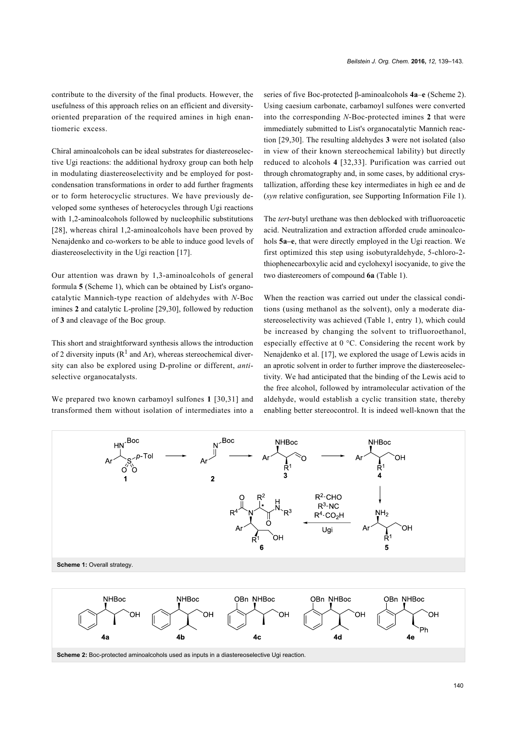contribute to the diversity of the final products. However, the usefulness of this approach relies on an efficient and diversity-oriented preparation of the required amines in high enantiomeric excess.

Chiral aminoalcohols can be ideal substrates for diastereoselective Ugi reactions: the additional hydroxy group can both help in modulating diastereoselectivity and be employed for post-condensation transformations in order to add further fragments or to form heterocyclic structures. We have previously developed some syntheses of heterocycles through Ugi reactions with 1,2-aminoalcohols followed by nucleophilic substitutions [28], whereas chiral 1,2-aminoalcohols have been proved by Nenajdenko and co-workers to be able to induce good levels of diastereoselectivity in the Ugi reaction [17].

Our attention was drawn by 1,3-aminoalcohols of general formula **5** (Scheme 1), which can be obtained by List's organocatalytic Mannich-type reaction of aldehydes with *N*-Boc imines **2** and catalytic L-proline [29,30], followed by reduction of **3** and cleavage of the Boc group.

This short and straightforward synthesis allows the introduction of 2 diversity inputs ($R^1$ and Ar), whereas stereochemical diversity can also be explored using D-proline or different, *anti*-selective organocatalysts.

We prepared two known carbamoyl sulfones **1** [30,31] and transformed them without isolation of intermediates into a series of five Boc-protected β-aminoalcohols **4a**–**e** (Scheme 2). Using caesium carbonate, carbamoyl sulfones were converted into the corresponding *N*-Boc-protected imines **2** that were immediately submitted to List's organocatalytic Mannich reaction [29,30]. The resulting aldehydes **3** were not isolated (also in view of their known stereochemical lability) but directly reduced to alcohols **4** [32,33]. Purification was carried out through chromatography and, in some cases, by additional crystallization, affording these key intermediates in high ee and de (*syn* relative configuration, see Supporting Information File 1).

The *tert*-butyl urethane was then deblocked with trifluoroacetic acid. Neutralization and extraction afforded crude aminoalcohols **5a–e**, that were directly employed in the Ugi reaction. We first optimized this step using isobutyraldehyde, 5-chloro-2-thiophenecarboxylic acid and cyclohexyl isocyanide, to give the two diastereomers of compound **6a** (Table 1).

When the reaction was carried out under the classical conditions (using methanol as the solvent), only a moderate diastereoselectivity was achieved (Table 1, entry 1), which could be increased by changing the solvent to trifluoroethanol, especially effective at 0 °C. Considering the recent work by Nenajdenko et al. [17], we explored the usage of Lewis acids in an aprotic solvent in order to further improve the diastereoselectivity. We had anticipated that the binding of the Lewis acid to the free alcohol, followed by intramolecular activation of the aldehyde, would establish a cyclic transition state, thereby enabling better stereocontrol. It is indeed well-known that the

**Scheme 1:** Overall strategy.

**Scheme 2:** Boc-protected aminoalcohols used as inputs in a diastereoselective Ugi reaction.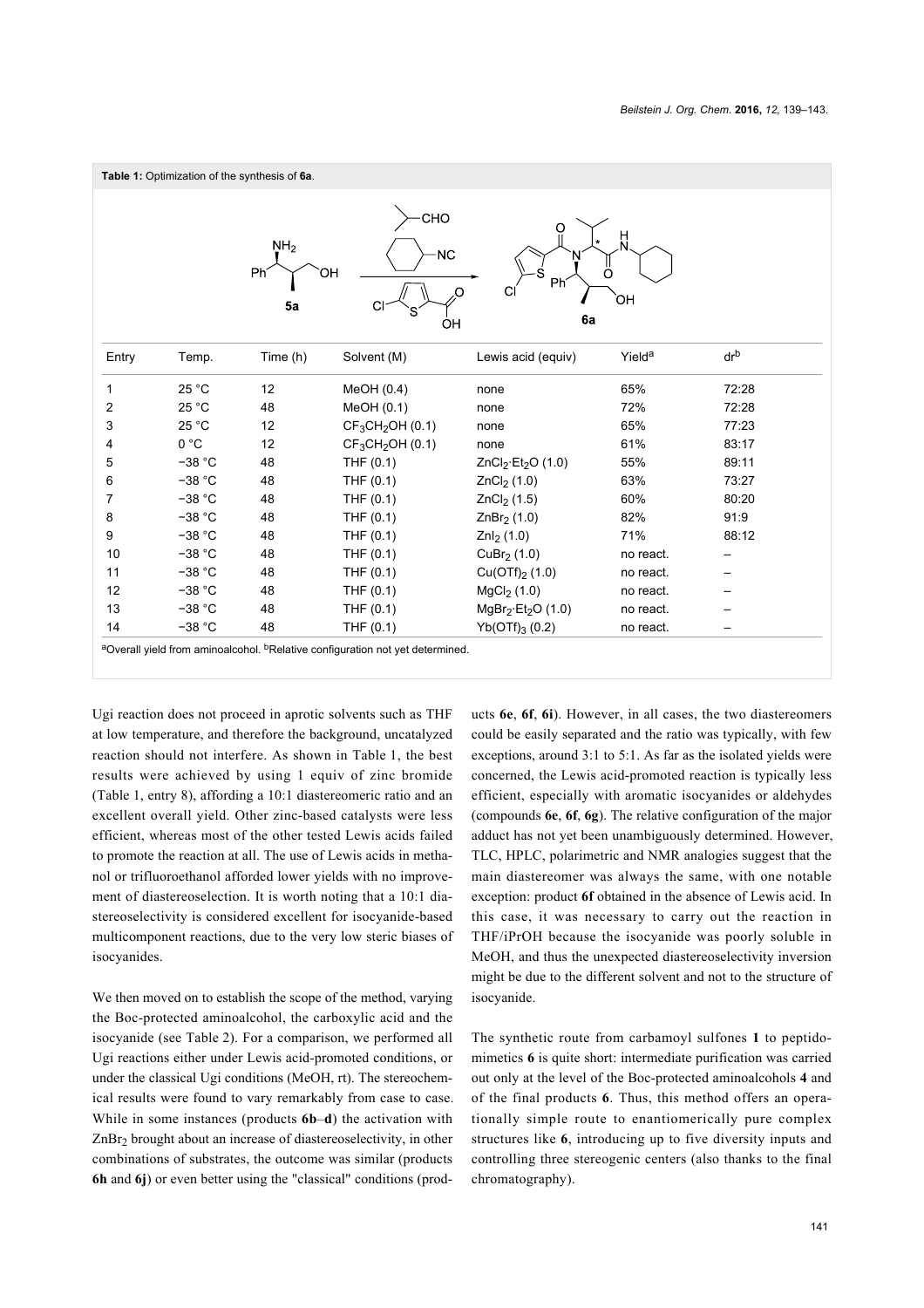**Table 1:** Optimization of the synthesis of **6a**.

| Entry | Temp. | Time (h) | Solvent (M) | Lewis acid (equiv) | Yield[a] | dr[b] |
|---|---|---|---|---|---|---|
| 1 | 25 °C | 12 | MeOH (0.4) | none | 65% | 72:28 |
| 2 | 25 °C | 48 | MeOH (0.1) | none | 72% | 72:28 |
| 3 | 25 °C | 12 | $CF_3CH_2OH$ (0.1) | none | 65% | 77:23 |
| 4 | 0 °C | 12 | $CF_3CH_2OH$ (0.1) | none | 61% | 83:17 |
| 5 | −38 °C | 48 | THF (0.1) | $ZnCl_2 \cdot Et_2O$ (1.0) | 55% | 89:11 |
| 6 | −38 °C | 48 | THF (0.1) | $ZnCl_2$ (1.0) | 63% | 73:27 |
| 7 | −38 °C | 48 | THF (0.1) | $ZnCl_2$ (1.5) | 60% | 80:20 |
| 8 | −38 °C | 48 | THF (0.1) | $ZnBr_2$ (1.0) | 82% | 91:9 |
| 9 | −38 °C | 48 | THF (0.1) | $ZnI_2$ (1.0) | 71% | 88:12 |
| 10 | −38 °C | 48 | THF (0.1) | $CuBr_2$ (1.0) | no react. | – |
| 11 | −38 °C | 48 | THF (0.1) | $Cu(OTf)_2$ (1.0) | no react. | – |
| 12 | −38 °C | 48 | THF (0.1) | $MgCl_2$ (1.0) | no react. | – |
| 13 | −38 °C | 48 | THF (0.1) | $MgBr_2 \cdot Et_2O$ (1.0) | no react. | – |
| 14 | −38 °C | 48 | THF (0.1) | $Yb(OTf)_3$ (0.2) | no react. | – |

[a]Overall yield from aminoalcohol. [b]Relative configuration not yet determined.

Ugi reaction does not proceed in aprotic solvents such as THF at low temperature, and therefore the background, uncatalyzed reaction should not interfere. As shown in Table 1, the best results were achieved by using 1 equiv of zinc bromide (Table 1, entry 8), affording a 10:1 diastereomeric ratio and an excellent overall yield. Other zinc-based catalysts were less efficient, whereas most of the other tested Lewis acids failed to promote the reaction at all. The use of Lewis acids in methanol or trifluoroethanol afforded lower yields with no improvement of diastereoselection. It is worth noting that a 10:1 diastereoselectivity is considered excellent for isocyanide-based multicomponent reactions, due to the very low steric biases of isocyanides.

We then moved on to establish the scope of the method, varying the Boc-protected aminoalcohol, the carboxylic acid and the isocyanide (see Table 2). For a comparison, we performed all Ugi reactions either under Lewis acid-promoted conditions, or under the classical Ugi conditions (MeOH, rt). The stereochemical results were found to vary remarkably from case to case. While in some instances (products **6b**–**d**) the activation with $ZnBr_2$ brought about an increase of diastereoselectivity, in other combinations of substrates, the outcome was similar (products **6h** and **6j**) or even better using the "classical" conditions (products **6e**, **6f**, **6i**). However, in all cases, the two diastereomers could be easily separated and the ratio was typically, with few exceptions, around 3:1 to 5:1. As far as the isolated yields were concerned, the Lewis acid-promoted reaction is typically less efficient, especially with aromatic isocyanides or aldehydes (compounds **6e**, **6f**, **6g**). The relative configuration of the major adduct has not yet been unambiguously determined. However, TLC, HPLC, polarimetric and NMR analogies suggest that the main diastereomer was always the same, with one notable exception: product **6f** obtained in the absence of Lewis acid. In this case, it was necessary to carry out the reaction in THF/iPrOH because the isocyanide was poorly soluble in MeOH, and thus the unexpected diastereoselectivity inversion might be due to the different solvent and not to the structure of isocyanide.

The synthetic route from carbamoyl sulfones **1** to peptidomimetics **6** is quite short: intermediate purification was carried out only at the level of the Boc-protected aminoalcohols **4** and of the final products **6**. Thus, this method offers an operationally simple route to enantiomerically pure complex structures like **6**, introducing up to five diversity inputs and controlling three stereogenic centers (also thanks to the final chromatography).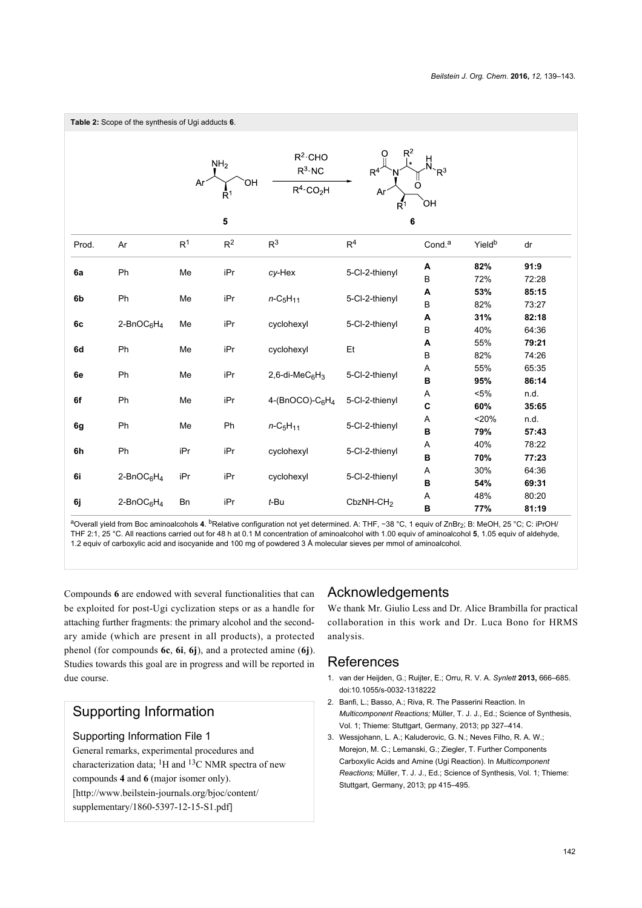**Table 2:** Scope of the synthesis of Ugi adducts **6**.

| Prod. | Ar | $R^1$ | $R^2$ | $R^3$ | $R^4$ | Cond.[a] | Yield[b] | dr |
|---|---|---|---|---|---|---|---|---|
| **6a** | Ph | Me | iPr | *cy*-Hex | 5-Cl-2-thienyl | **A** | **82%** | **91:9** |
| | | | | | | B | 72% | 72:28 |
| **6b** | Ph | Me | iPr | *n*-$C_5H_{11}$ | 5-Cl-2-thienyl | **A** | **53%** | **85:15** |
| | | | | | | B | 82% | 73:27 |
| **6c** | 2-$BnOC_6H_4$ | Me | iPr | cyclohexyl | 5-Cl-2-thienyl | **A** | **31%** | **82:18** |
| | | | | | | B | 40% | 64:36 |
| **6d** | Ph | Me | iPr | cyclohexyl | Et | **A** | 55% | **79:21** |
| | | | | | | B | 82% | 74:26 |
| **6e** | Ph | Me | iPr | 2,6-di-$MeC_6H_3$ | 5-Cl-2-thienyl | A | 55% | 65:35 |
| | | | | | | **B** | **95%** | **86:14** |
| **6f** | Ph | Me | iPr | 4-(BnOCO)-$C_6H_4$ | 5-Cl-2-thienyl | A | <5% | n.d. |
| | | | | | | **C** | **60%** | **35:65** |
| **6g** | Ph | Me | Ph | *n*-$C_5H_{11}$ | 5-Cl-2-thienyl | A | <20% | n.d. |
| | | | | | | **B** | **79%** | **57:43** |
| **6h** | Ph | iPr | iPr | cyclohexyl | 5-Cl-2-thienyl | A | 40% | 78:22 |
| | | | | | | **B** | **70%** | **77:23** |
| **6i** | 2-$BnOC_6H_4$ | iPr | iPr | cyclohexyl | 5-Cl-2-thienyl | A | 30% | 64:36 |
| | | | | | | **B** | **54%** | **69:31** |
| **6j** | 2-$BnOC_6H_4$ | Bn | iPr | *t*-Bu | $CbzNH-CH_2$ | A | 48% | 80:20 |
| | | | | | | **B** | **77%** | **81:19** |

[a]Overall yield from Boc aminoalcohols **4**. [b]Relative configuration not yet determined. A: THF, −38 °C, 1 equiv of $ZnBr_2$; B: MeOH, 25 °C; C: iPrOH/THF 2:1, 25 °C. All reactions carried out for 48 h at 0.1 M concentration of aminoalcohol with 1.00 equiv of aminoalcohol **5**, 1.05 equiv of aldehyde, 1.2 equiv of carboxylic acid and isocyanide and 100 mg of powdered 3 Å molecular sieves per mmol of aminoalcohol.

Compounds **6** are endowed with several functionalities that can be exploited for post-Ugi cyclization steps or as a handle for attaching further fragments: the primary alcohol and the secondary amide (which are present in all products), a protected phenol (for compounds **6c**, **6i**, **6j**), and a protected amine (**6j**). Studies towards this goal are in progress and will be reported in due course.

## Supporting Information

### Supporting Information File 1

General remarks, experimental procedures and characterization data; $^1H$ and $^{13}C$ NMR spectra of new compounds **4** and **6** (major isomer only).
[http://www.beilstein-journals.org/bjoc/content/supplementary/1860-5397-12-15-S1.pdf]

## Acknowledgements

We thank Mr. Giulio Less and Dr. Alice Brambilla for practical collaboration in this work and Dr. Luca Bono for HRMS analysis.

## References

1. van der Heijden, G.; Ruijter, E.; Orru, R. V. A. *Synlett* **2013,** 666–685. doi:10.1055/s-0032-1318222
2. Banfi, L.; Basso, A.; Riva, R. The Passerini Reaction. In *Multicomponent Reactions;* Müller, T. J. J., Ed.; Science of Synthesis, Vol. 1; Thieme: Stuttgart, Germany, 2013; pp 327–414.
3. Wessjohann, L. A.; Kaluderovic, G. N.; Neves Filho, R. A. W.; Morejon, M. C.; Lemanski, G.; Ziegler, T. Further Components Carboxylic Acids and Amine (Ugi Reaction). In *Multicomponent Reactions;* Müller, T. J. J., Ed.; Science of Synthesis, Vol. 1; Thieme: Stuttgart, Germany, 2013; pp 415–495.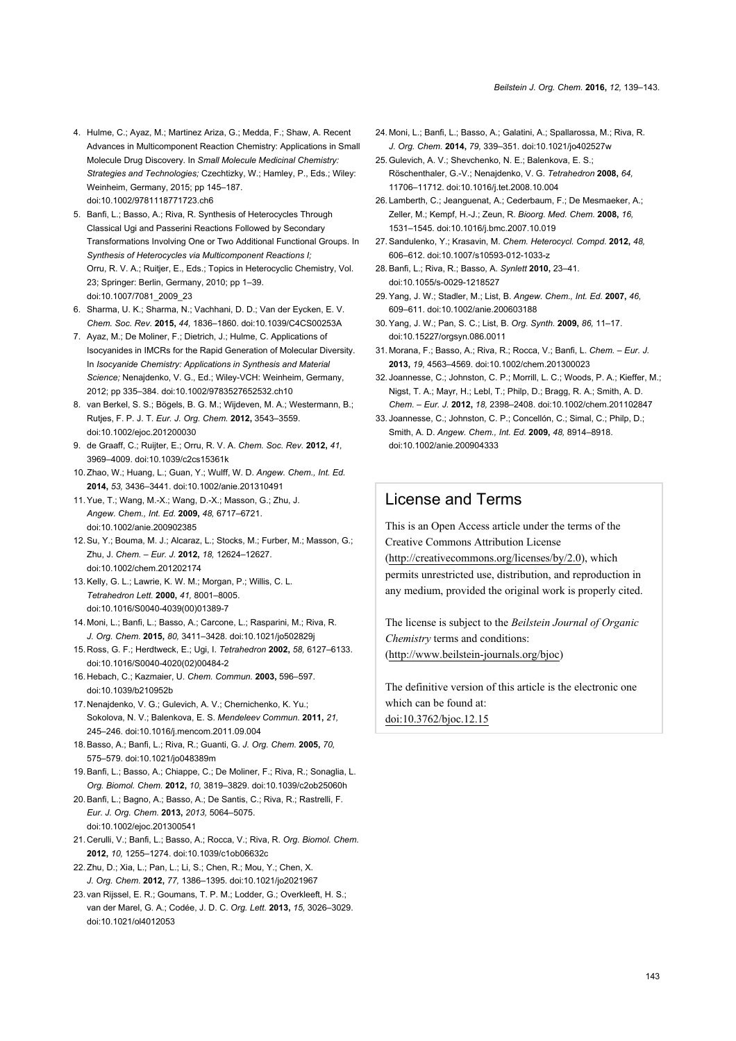4. Hulme, C.; Ayaz, M.; Martinez Ariza, G.; Medda, F.; Shaw, A. Recent Advances in Multicomponent Reaction Chemistry: Applications in Small Molecule Drug Discovery. In *Small Molecule Medicinal Chemistry: Strategies and Technologies;* Czechtizky, W.; Hamley, P., Eds.; Wiley: Weinheim, Germany, 2015; pp 145–187. doi:10.1002/9781118771723.ch6
5. Banfi, L.; Basso, A.; Riva, R. Synthesis of Heterocycles Through Classical Ugi and Passerini Reactions Followed by Secondary Transformations Involving One or Two Additional Functional Groups. In *Synthesis of Heterocycles via Multicomponent Reactions I;* Orru, R. V. A.; Ruijter, E., Eds.; Topics in Heterocyclic Chemistry, Vol. 23; Springer: Berlin, Germany, 2010; pp 1–39. doi:10.1007/7081_2009_23
6. Sharma, U. K.; Sharma, N.; Vachhani, D. D.; Van der Eycken, E. V. *Chem. Soc. Rev.* **2015,** *44,* 1836–1860. doi:10.1039/C4CS00253A
7. Ayaz, M.; De Moliner, F.; Dietrich, J.; Hulme, C. Applications of Isocyanides in IMCRs for the Rapid Generation of Molecular Diversity. In *Isocyanide Chemistry: Applications in Synthesis and Material Science;* Nenajdenko, V. G., Ed.; Wiley-VCH: Weinheim, Germany, 2012; pp 335–384. doi:10.1002/9783527652532.ch10
8. van Berkel, S. S.; Bögels, B. G. M.; Wijdeven, M. A.; Westermann, B.; Rutjes, F. P. J. T. *Eur. J. Org. Chem.* **2012,** 3543–3559. doi:10.1002/ejoc.201200030
9. de Graaff, C.; Ruijter, E.; Orru, R. V. A. *Chem. Soc. Rev.* **2012,** *41,* 3969–4009. doi:10.1039/c2cs15361k
10. Zhao, W.; Huang, L.; Guan, Y.; Wulff, W. D. *Angew. Chem., Int. Ed.* **2014,** *53,* 3436–3441. doi:10.1002/anie.201310491
11. Yue, T.; Wang, M.-X.; Wang, D.-X.; Masson, G.; Zhu, J. *Angew. Chem., Int. Ed.* **2009,** *48,* 6717–6721. doi:10.1002/anie.200902385
12. Su, Y.; Bouma, M. J.; Alcaraz, L.; Stocks, M.; Furber, M.; Masson, G.; Zhu, J. *Chem. – Eur. J.* **2012,** *18,* 12624–12627. doi:10.1002/chem.201202174
13. Kelly, G. L.; Lawrie, K. W. M.; Morgan, P.; Willis, C. L. *Tetrahedron Lett.* **2000,** *41,* 8001–8005. doi:10.1016/S0040-4039(00)01389-7
14. Moni, L.; Banfi, L.; Basso, A.; Carcone, L.; Rasparini, M.; Riva, R. *J. Org. Chem.* **2015,** *80,* 3411–3428. doi:10.1021/jo502829j
15. Ross, G. F.; Herdtweck, E.; Ugi, I. *Tetrahedron* **2002,** *58,* 6127–6133. doi:10.1016/S0040-4020(02)00484-2
16. Hebach, C.; Kazmaier, U. *Chem. Commun.* **2003,** 596–597. doi:10.1039/b210952b
17. Nenajdenko, V. G.; Gulevich, A. V.; Chernichenko, K. Yu.; Sokolova, N. V.; Balenkova, E. S. *Mendeleev Commun.* **2011,** *21,* 245–246. doi:10.1016/j.mencom.2011.09.004
18. Basso, A.; Banfi, L.; Riva, R.; Guanti, G. *J. Org. Chem.* **2005,** *70,* 575–579. doi:10.1021/jo048389m
19. Banfi, L.; Basso, A.; Chiappe, C.; De Moliner, F.; Riva, R.; Sonaglia, L. *Org. Biomol. Chem.* **2012,** *10,* 3819–3829. doi:10.1039/c2ob25060h
20. Banfi, L.; Bagno, A.; Basso, A.; De Santis, C.; Riva, R.; Rastrelli, F. *Eur. J. Org. Chem.* **2013,** *2013,* 5064–5075. doi:10.1002/ejoc.201300541
21. Cerulli, V.; Banfi, L.; Basso, A.; Rocca, V.; Riva, R. *Org. Biomol. Chem.* **2012,** *10,* 1255–1274. doi:10.1039/c1ob06632c
22. Zhu, D.; Xia, L.; Pan, L.; Li, S.; Chen, R.; Mou, Y.; Chen, X. *J. Org. Chem.* **2012,** *77,* 1386–1395. doi:10.1021/jo2021967
23. van Rijssel, E. R.; Goumans, T. P. M.; Lodder, G.; Overkleeft, H. S.; van der Marel, G. A.; Codée, J. D. C. *Org. Lett.* **2013,** *15,* 3026–3029. doi:10.1021/ol4012053
24. Moni, L.; Banfi, L.; Basso, A.; Galatini, A.; Spallarossa, M.; Riva, R. *J. Org. Chem.* **2014,** *79,* 339–351. doi:10.1021/jo402527w
25. Gulevich, A. V.; Shevchenko, N. E.; Balenkova, E. S.; Röschenthaler, G.-V.; Nenajdenko, V. G. *Tetrahedron* **2008,** *64,* 11706–11712. doi:10.1016/j.tet.2008.10.004
26. Lamberth, C.; Jeanguenat, A.; Cederbaum, F.; De Mesmaeker, A.; Zeller, M.; Kempf, H.-J.; Zeun, R. *Bioorg. Med. Chem.* **2008,** *16,* 1531–1545. doi:10.1016/j.bmc.2007.10.019
27. Sandulenko, Y.; Krasavin, M. *Chem. Heterocycl. Compd.* **2012,** *48,* 606–612. doi:10.1007/s10593-012-1033-z
28. Banfi, L.; Riva, R.; Basso, A. *Synlett* **2010,** 23–41. doi:10.1055/s-0029-1218527
29. Yang, J. W.; Stadler, M.; List, B. *Angew. Chem., Int. Ed.* **2007,** *46,* 609–611. doi:10.1002/anie.200603188
30. Yang, J. W.; Pan, S. C.; List, B. *Org. Synth.* **2009,** *86,* 11–17. doi:10.15227/orgsyn.086.0011
31. Morana, F.; Basso, A.; Riva, R.; Rocca, V.; Banfi, L. *Chem. – Eur. J.* **2013,** *19,* 4563–4569. doi:10.1002/chem.201300023
32. Joannesse, C.; Johnston, C. P.; Morrill, L. C.; Woods, P. A.; Kieffer, M.; Nigst, T. A.; Mayr, H.; Lebl, T.; Philp, D.; Bragg, R. A.; Smith, A. D. *Chem. – Eur. J.* **2012,** *18,* 2398–2408. doi:10.1002/chem.201102847
33. Joannesse, C.; Johnston, C. P.; Concellón, C.; Simal, C.; Philp, D.; Smith, A. D. *Angew. Chem., Int. Ed.* **2009,** *48,* 8914–8918. doi:10.1002/anie.200904333

## License and Terms

This is an Open Access article under the terms of the Creative Commons Attribution License (http://creativecommons.org/licenses/by/2.0), which permits unrestricted use, distribution, and reproduction in any medium, provided the original work is properly cited.

The license is subject to the *Beilstein Journal of Organic Chemistry* terms and conditions: (http://www.beilstein-journals.org/bjoc)

The definitive version of this article is the electronic one which can be found at: doi:10.3762/bjoc.12.15